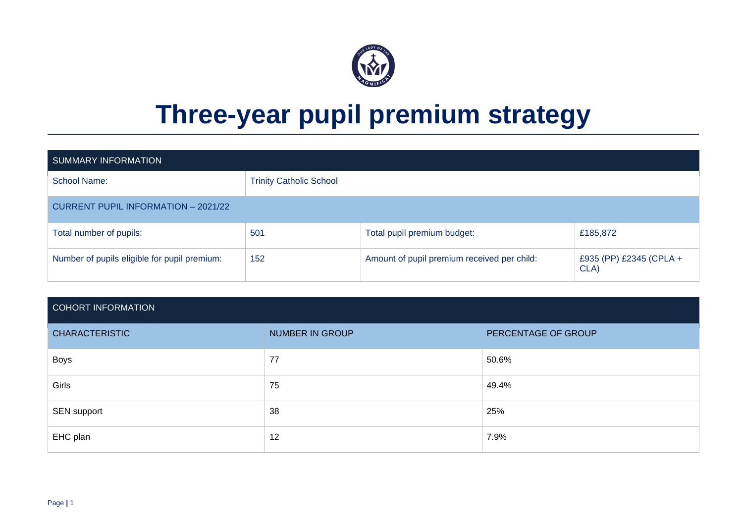# Three-year pupil premium strategy

| SUMMARY INFORMATION | | | |
|---|---|---|---|
| School Name: | Trinity Catholic School | | |
| CURRENT PUPIL INFORMATION – 2021/22 | | | |
| Total number of pupils: | 501 | Total pupil premium budget: | £185,872 |
| Number of pupils eligible for pupil premium: | 152 | Amount of pupil premium received per child: | £935 (PP) £2345 (CPLA + CLA) |

| COHORT INFORMATION | | |
|---|---|---|
| CHARACTERISTIC | NUMBER IN GROUP | PERCENTAGE OF GROUP |
| Boys | 77 | 50.6% |
| Girls | 75 | 49.4% |
| SEN support | 38 | 25% |
| EHC plan | 12 | 7.9% |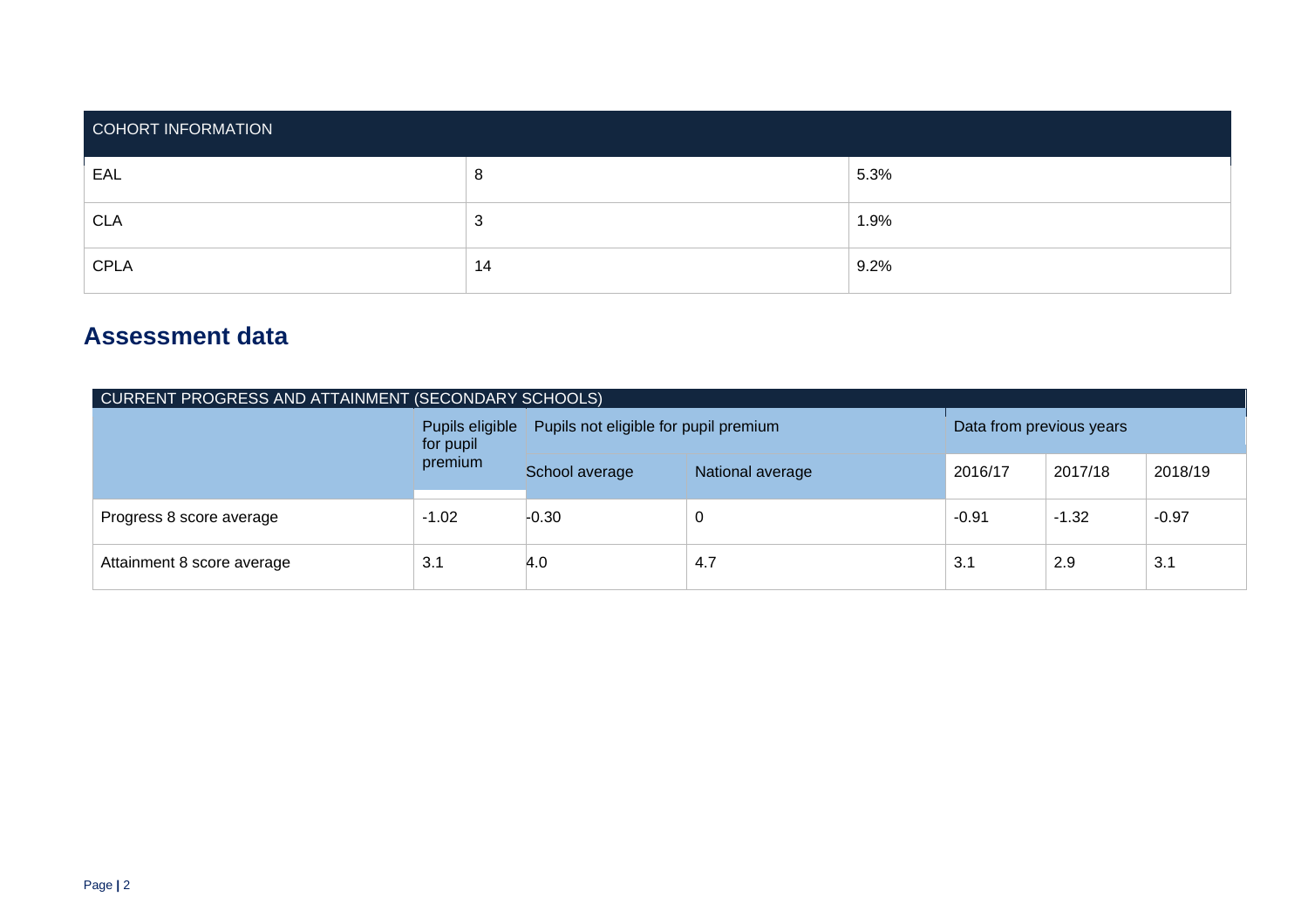| COHORT INFORMATION | | |
|---|---|---|
| EAL | 8 | 5.3% |
| CLA | 3 | 1.9% |
| CPLA | 14 | 9.2% |

## Assessment data

| CURRENT PROGRESS AND ATTAINMENT (SECONDARY SCHOOLS) | | | | | | |
|---|---|---|---|---|---|---|
| | Pupils eligible for pupil premium | Pupils not eligible for pupil premium | | Data from previous years | | |
| | | School average | National average | 2016/17 | 2017/18 | 2018/19 |
| Progress 8 score average | -1.02 | -0.30 | 0 | -0.91 | -1.32 | -0.97 |
| Attainment 8 score average | 3.1 | 4.0 | 4.7 | 3.1 | 2.9 | 3.1 |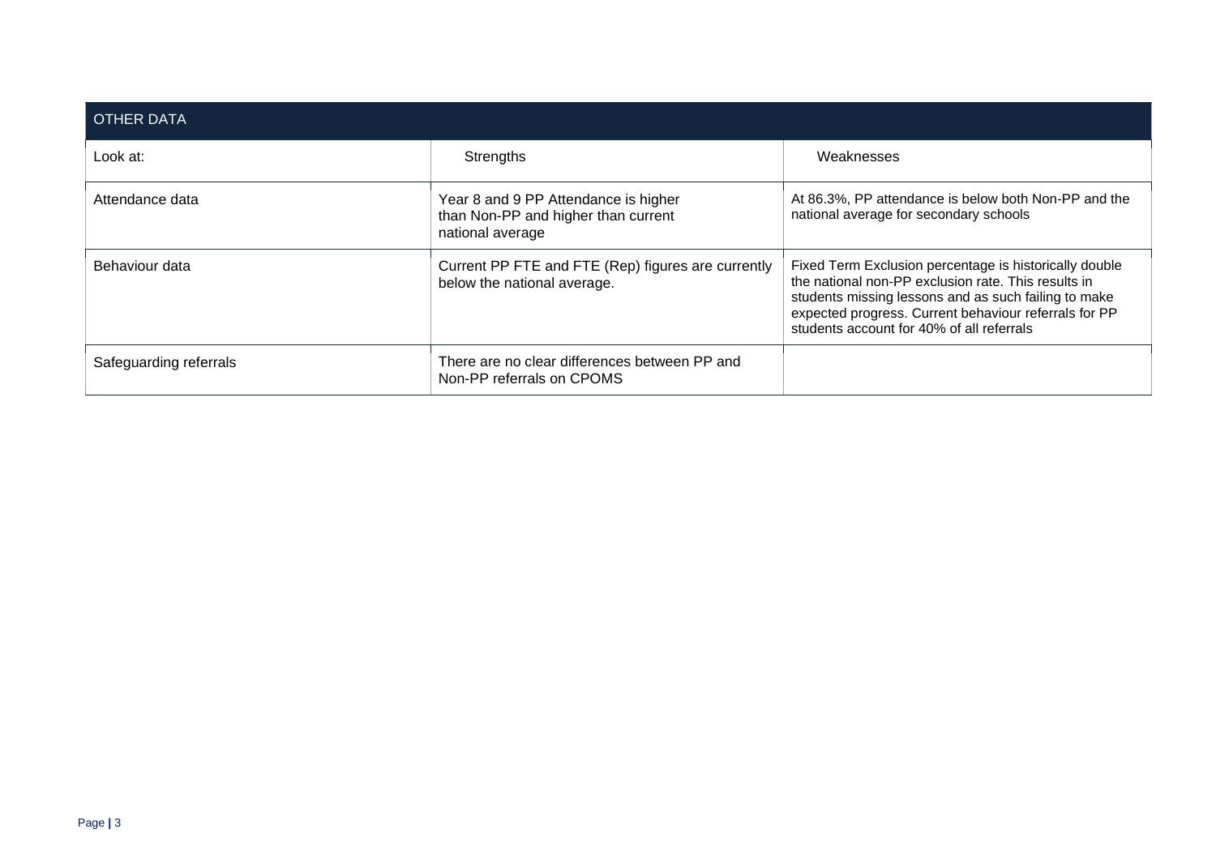| OTHER DATA | | |
|---|---|---|
| Look at: | Strengths | Weaknesses |
| Attendance data | Year 8 and 9 PP Attendance is higher than Non-PP and higher than current national average | At 86.3%, PP attendance is below both Non-PP and the national average for secondary schools |
| Behaviour data | Current PP FTE and FTE (Rep) figures are currently below the national average. | Fixed Term Exclusion percentage is historically double the national non-PP exclusion rate. This results in students missing lessons and as such failing to make expected progress. Current behaviour referrals for PP students account for 40% of all referrals |
| Safeguarding referrals | There are no clear differences between PP and Non-PP referrals on CPOMS | |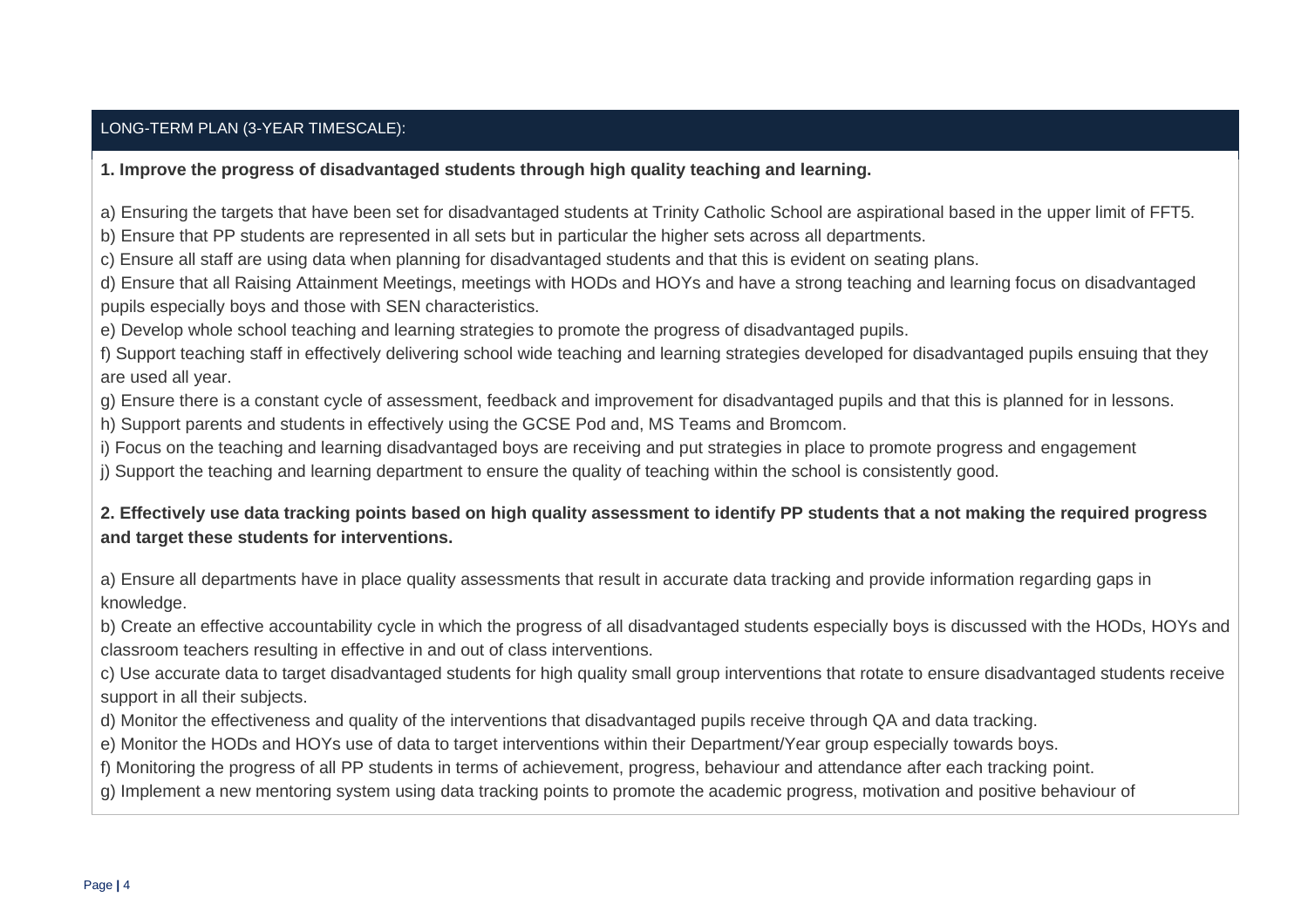## LONG-TERM PLAN (3-YEAR TIMESCALE):

**1. Improve the progress of disadvantaged students through high quality teaching and learning.**

a) Ensuring the targets that have been set for disadvantaged students at Trinity Catholic School are aspirational based in the upper limit of FFT5.
b) Ensure that PP students are represented in all sets but in particular the higher sets across all departments.
c) Ensure all staff are using data when planning for disadvantaged students and that this is evident on seating plans.
d) Ensure that all Raising Attainment Meetings, meetings with HODs and HOYs and have a strong teaching and learning focus on disadvantaged pupils especially boys and those with SEN characteristics.
e) Develop whole school teaching and learning strategies to promote the progress of disadvantaged pupils.
f) Support teaching staff in effectively delivering school wide teaching and learning strategies developed for disadvantaged pupils ensuing that they are used all year.
g) Ensure there is a constant cycle of assessment, feedback and improvement for disadvantaged pupils and that this is planned for in lessons.
h) Support parents and students in effectively using the GCSE Pod and, MS Teams and Bromcom.
i) Focus on the teaching and learning disadvantaged boys are receiving and put strategies in place to promote progress and engagement
j) Support the teaching and learning department to ensure the quality of teaching within the school is consistently good.

**2. Effectively use data tracking points based on high quality assessment to identify PP students that a not making the required progress and target these students for interventions.**

a) Ensure all departments have in place quality assessments that result in accurate data tracking and provide information regarding gaps in knowledge.
b) Create an effective accountability cycle in which the progress of all disadvantaged students especially boys is discussed with the HODs, HOYs and classroom teachers resulting in effective in and out of class interventions.
c) Use accurate data to target disadvantaged students for high quality small group interventions that rotate to ensure disadvantaged students receive support in all their subjects.
d) Monitor the effectiveness and quality of the interventions that disadvantaged pupils receive through QA and data tracking.
e) Monitor the HODs and HOYs use of data to target interventions within their Department/Year group especially towards boys.
f) Monitoring the progress of all PP students in terms of achievement, progress, behaviour and attendance after each tracking point.
g) Implement a new mentoring system using data tracking points to promote the academic progress, motivation and positive behaviour of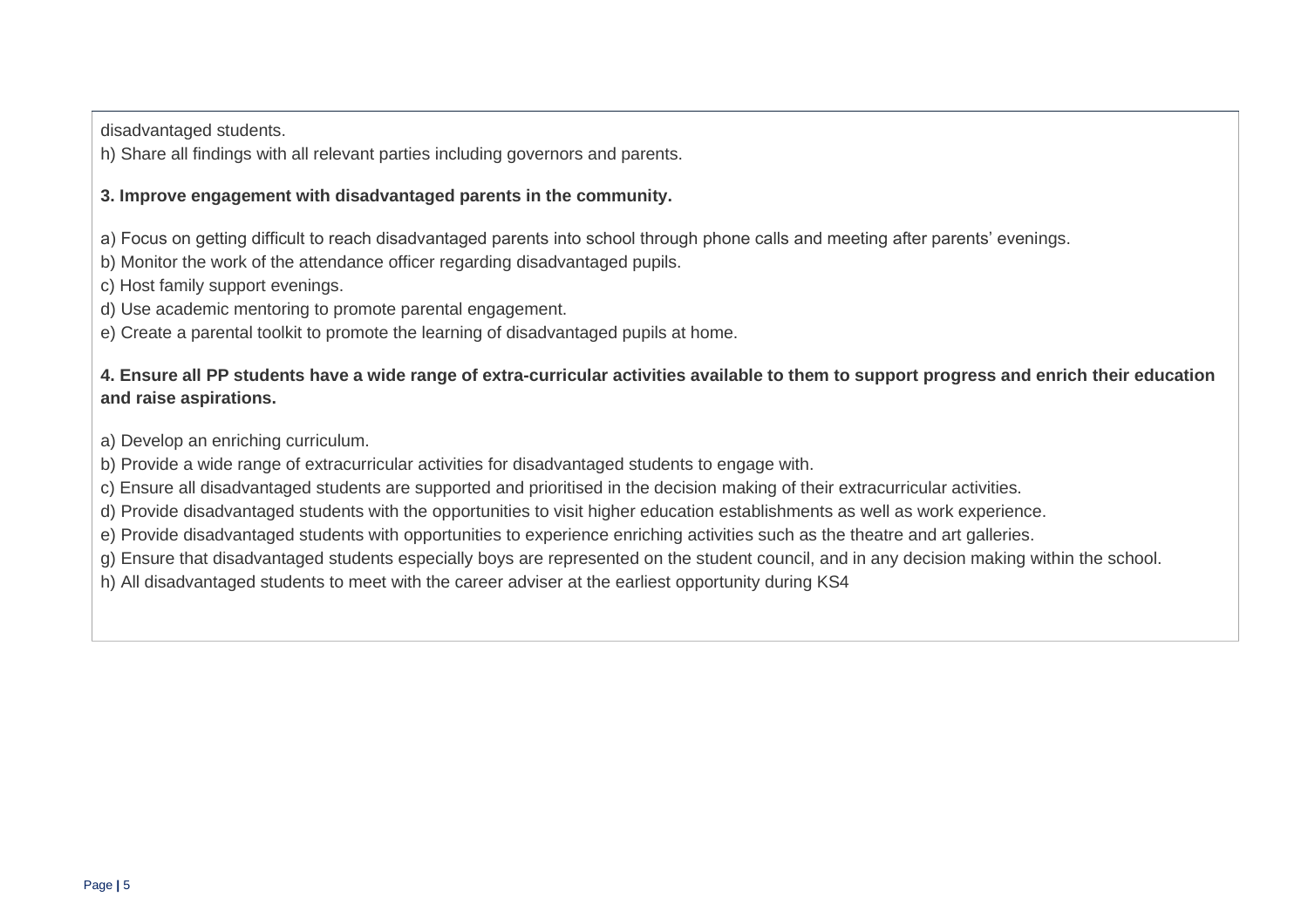disadvantaged students.
h) Share all findings with all relevant parties including governors and parents.

**3. Improve engagement with disadvantaged parents in the community.**

a) Focus on getting difficult to reach disadvantaged parents into school through phone calls and meeting after parents' evenings.
b) Monitor the work of the attendance officer regarding disadvantaged pupils.
c) Host family support evenings.
d) Use academic mentoring to promote parental engagement.
e) Create a parental toolkit to promote the learning of disadvantaged pupils at home.

**4. Ensure all PP students have a wide range of extra-curricular activities available to them to support progress and enrich their education and raise aspirations.**

a) Develop an enriching curriculum.
b) Provide a wide range of extracurricular activities for disadvantaged students to engage with.
c) Ensure all disadvantaged students are supported and prioritised in the decision making of their extracurricular activities.
d) Provide disadvantaged students with the opportunities to visit higher education establishments as well as work experience.
e) Provide disadvantaged students with opportunities to experience enriching activities such as the theatre and art galleries.
g) Ensure that disadvantaged students especially boys are represented on the student council, and in any decision making within the school.
h) All disadvantaged students to meet with the career adviser at the earliest opportunity during KS4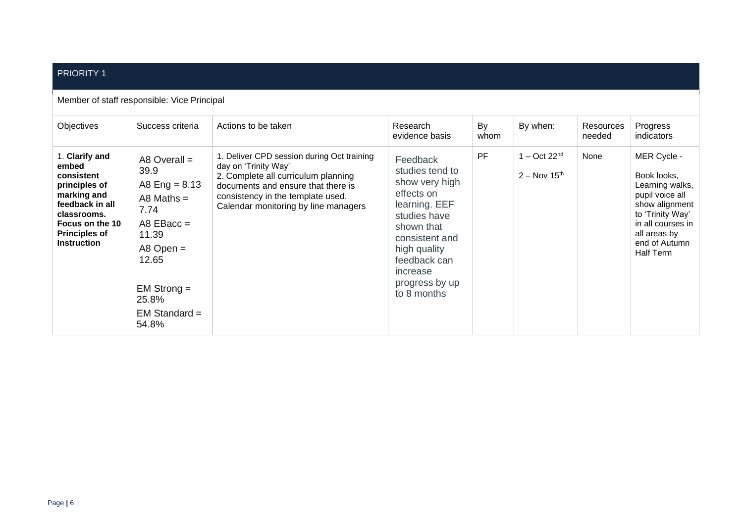| PRIORITY 1 | | | | | | | |
|---|---|---|---|---|---|---|---|
| Member of staff responsible: Vice Principal | | | | | | | |
| Objectives | Success criteria | Actions to be taken | Research evidence basis | By whom | By when: | Resources needed | Progress indicators |
| 1. **Clarify and embed consistent principles of marking and feedback in all classrooms. Focus on the 10 Principles of Instruction** | A8 Overall = 39.9<br>A8 Eng = 8.13<br>A8 Maths = 7.74<br>A8 EBacc = 11.39<br>A8 Open = 12.65<br><br>EM Strong = 25.8%<br>EM Standard = 54.8% | 1. Deliver CPD session during Oct training day on 'Trinity Way'<br>2. Complete all curriculum planning documents and ensure that there is consistency in the template used.<br>Calendar monitoring by line managers | Feedback studies tend to show very high effects on learning. EEF studies have shown that consistent and high quality feedback can increase progress by up to 8 months | PF | 1 – Oct 22nd<br><br>2 – Nov 15th | None | MER Cycle -<br><br>Book looks, Learning walks, pupil voice all show alignment to 'Trinity Way' in all courses in all areas by end of Autumn Half Term |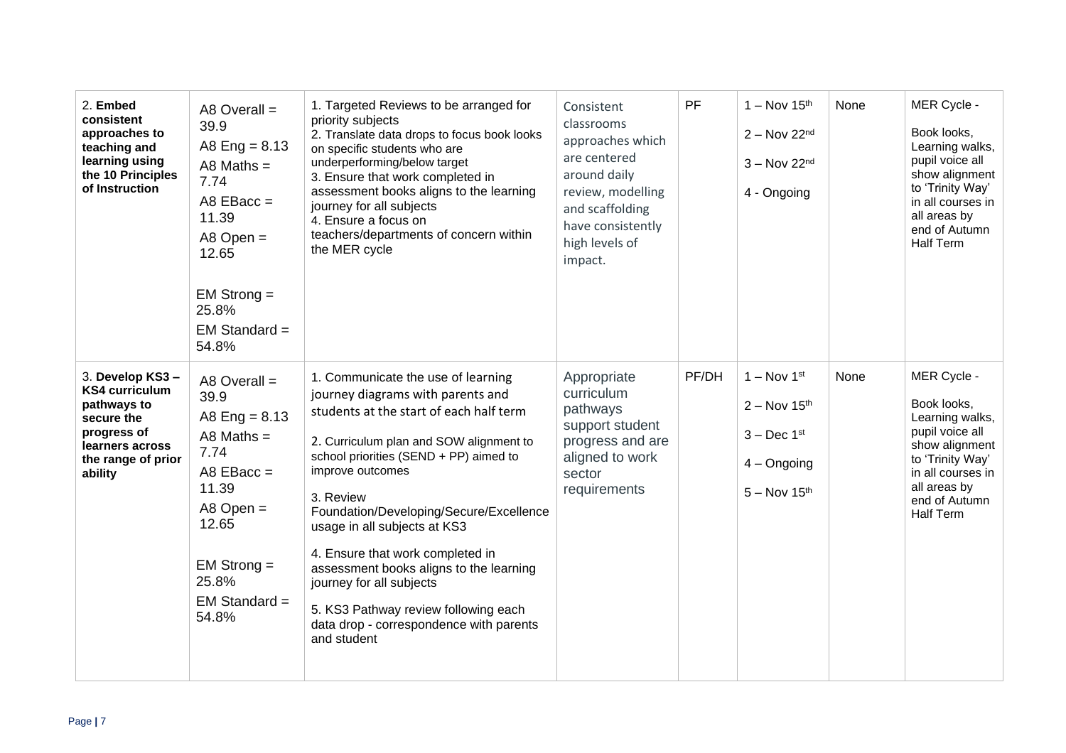| | | | | | | | |
|---|---|---|---|---|---|---|---|
| 2. **Embed consistent approaches to teaching and learning using the 10 Principles of Instruction** | A8 Overall = 39.9<br>A8 Eng = 8.13<br>A8 Maths = 7.74<br>A8 EBacc = 11.39<br>A8 Open = 12.65<br><br>EM Strong = 25.8%<br>EM Standard = 54.8% | 1. Targeted Reviews to be arranged for priority subjects<br>2. Translate data drops to focus book looks on specific students who are underperforming/below target<br>3. Ensure that work completed in assessment books aligns to the learning journey for all subjects<br>4. Ensure a focus on teachers/departments of concern within the MER cycle | Consistent classrooms approaches which are centered around daily review, modelling and scaffolding have consistently high levels of impact. | PF | 1 – Nov 15th<br>2 – Nov 22nd<br>3 – Nov 22nd<br>4 - Ongoing | None | MER Cycle -<br><br>Book looks, Learning walks, pupil voice all show alignment to 'Trinity Way' in all courses in all areas by end of Autumn Half Term |
| 3. **Develop KS3 – KS4 curriculum pathways to secure the progress of learners across the range of prior ability** | A8 Overall = 39.9<br>A8 Eng = 8.13<br>A8 Maths = 7.74<br>A8 EBacc = 11.39<br>A8 Open = 12.65<br><br>EM Strong = 25.8%<br>EM Standard = 54.8% | 1. Communicate the use of learning journey diagrams with parents and students at the start of each half term<br><br>2. Curriculum plan and SOW alignment to school priorities (SEND + PP) aimed to improve outcomes<br><br>3. Review Foundation/Developing/Secure/Excellence usage in all subjects at KS3<br><br>4. Ensure that work completed in assessment books aligns to the learning journey for all subjects<br><br>5. KS3 Pathway review following each data drop - correspondence with parents and student | Appropriate curriculum pathways support student progress and are aligned to work sector requirements | PF/DH | 1 – Nov 1st<br>2 – Nov 15th<br>3 – Dec 1st<br>4 – Ongoing<br>5 – Nov 15th | None | MER Cycle -<br><br>Book looks, Learning walks, pupil voice all show alignment to 'Trinity Way' in all courses in all areas by end of Autumn Half Term |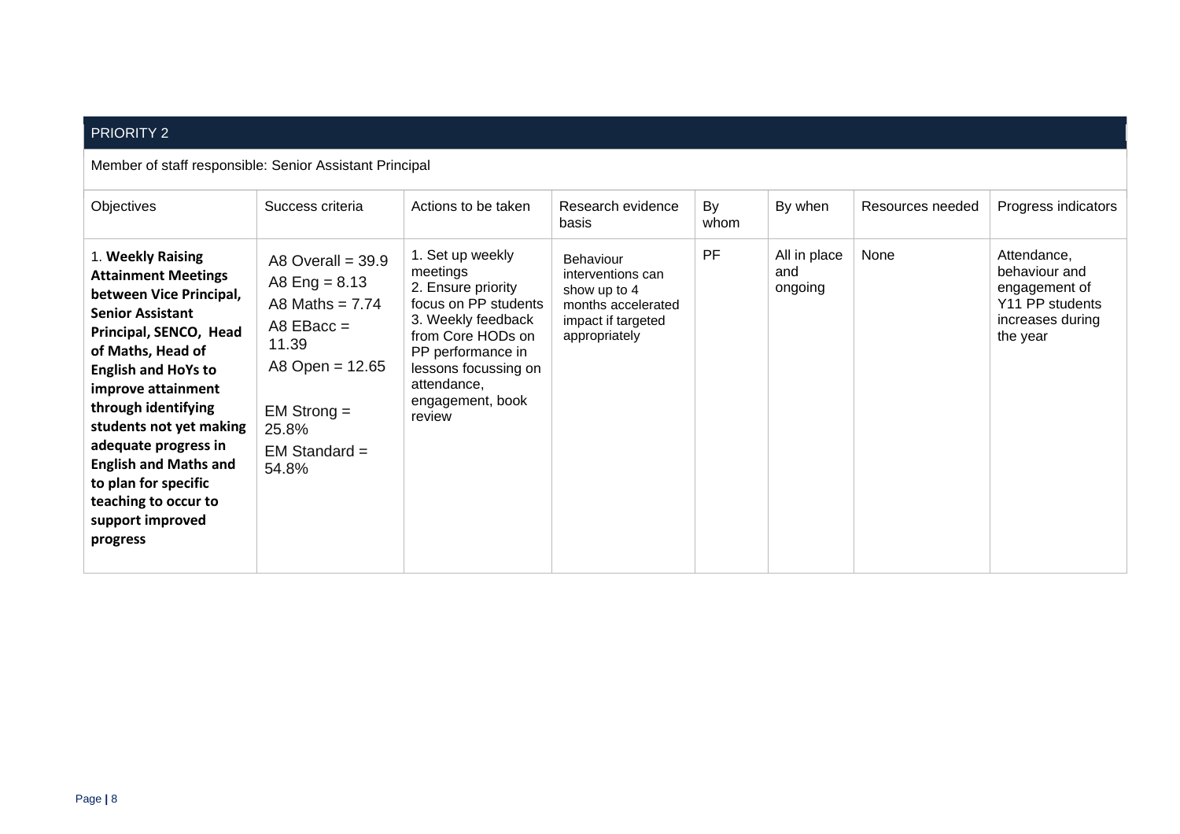| PRIORITY 2 | | | | | | | |
|---|---|---|---|---|---|---|---|
| Member of staff responsible: Senior Assistant Principal | | | | | | | |
| Objectives | Success criteria | Actions to be taken | Research evidence basis | By whom | By when | Resources needed | Progress indicators |
| 1. **Weekly Raising Attainment Meetings between Vice Principal, Senior Assistant Principal, SENCO, Head of Maths, Head of English and HoYs to improve attainment through identifying students not yet making adequate progress in English and Maths and to plan for specific teaching to occur to support improved progress** | A8 Overall = 39.9<br>A8 Eng = 8.13<br>A8 Maths = 7.74<br>A8 EBacc = 11.39<br>A8 Open = 12.65<br><br>EM Strong = 25.8%<br>EM Standard = 54.8% | 1. Set up weekly meetings<br>2. Ensure priority focus on PP students<br>3. Weekly feedback from Core HODs on PP performance in lessons focussing on attendance, engagement, book review | Behaviour interventions can show up to 4 months accelerated impact if targeted appropriately | PF | All in place and ongoing | None | Attendance, behaviour and engagement of Y11 PP students increases during the year |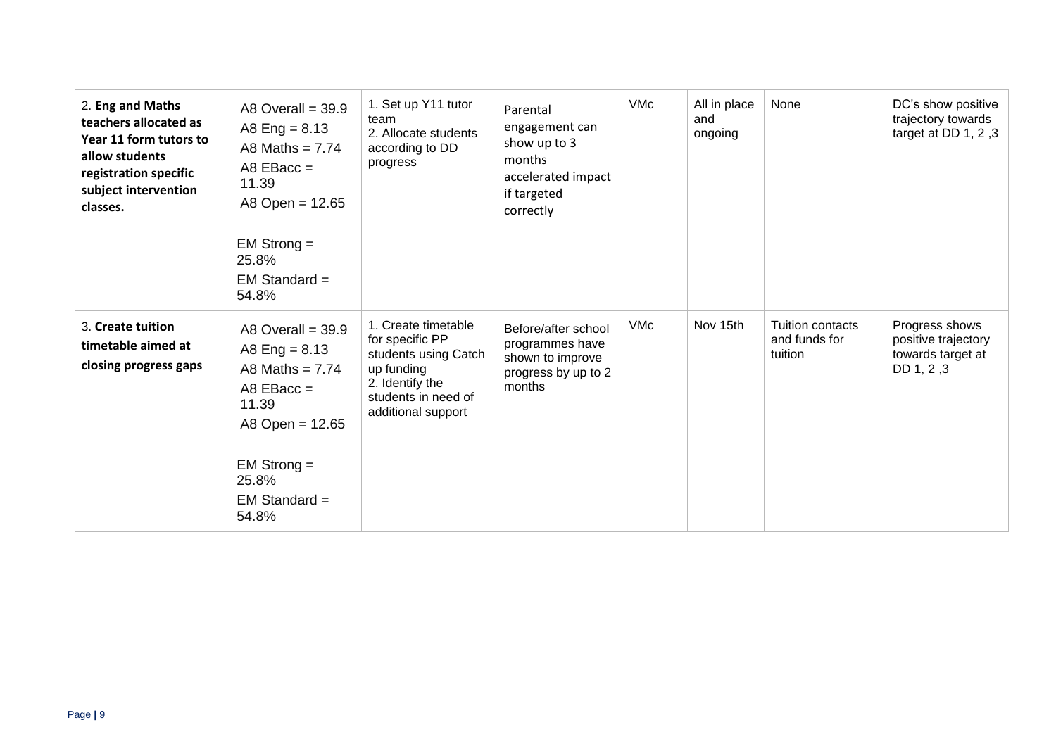| 2. **Eng and Maths teachers allocated as Year 11 form tutors to allow students registration specific subject intervention classes.** | A8 Overall = 39.9<br>A8 Eng = 8.13<br>A8 Maths = 7.74<br>A8 EBacc = 11.39<br>A8 Open = 12.65<br><br>EM Strong = 25.8%<br>EM Standard = 54.8% | 1. Set up Y11 tutor team<br>2. Allocate students according to DD progress | Parental engagement can show up to 3 months accelerated impact if targeted correctly | VMc | All in place and ongoing | None | DC's show positive trajectory towards target at DD 1, 2 ,3 |
|---|---|---|---|---|---|---|---|
| 3. **Create tuition timetable aimed at closing progress gaps** | A8 Overall = 39.9<br>A8 Eng = 8.13<br>A8 Maths = 7.74<br>A8 EBacc = 11.39<br>A8 Open = 12.65<br><br>EM Strong = 25.8%<br>EM Standard = 54.8% | 1. Create timetable for specific PP students using Catch up funding<br>2. Identify the students in need of additional support | Before/after school programmes have shown to improve progress by up to 2 months | VMc | Nov 15th | Tuition contacts and funds for tuition | Progress shows positive trajectory towards target at DD 1, 2 ,3 |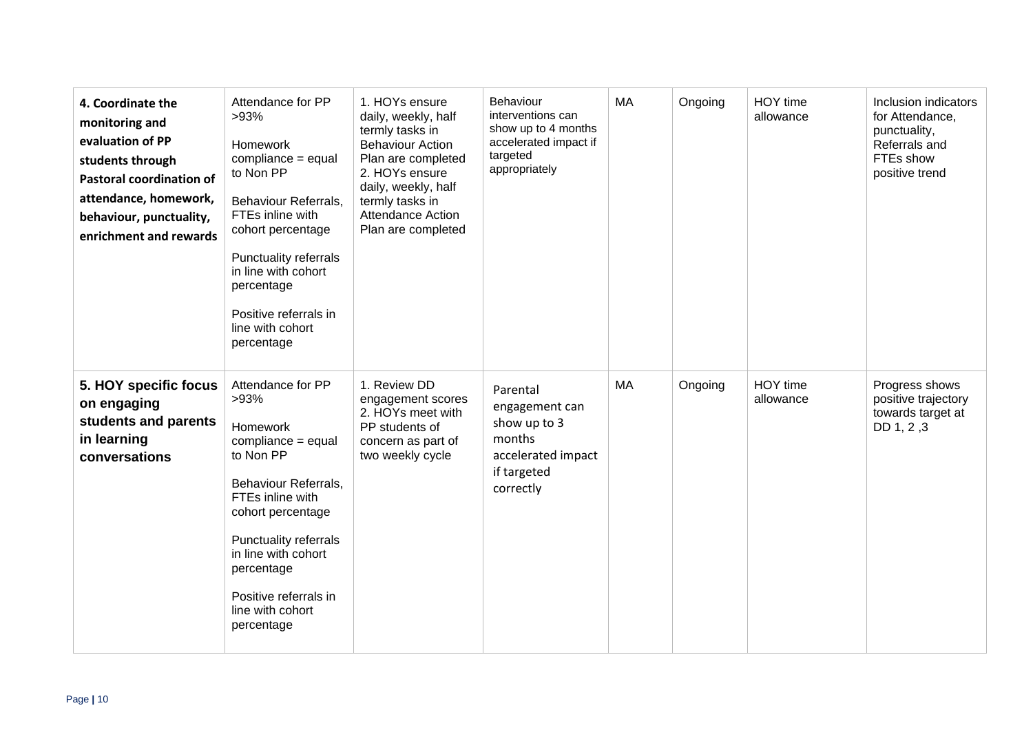| **4. Coordinate the monitoring and evaluation of PP students through Pastoral coordination of attendance, homework, behaviour, punctuality, enrichment and rewards** | Attendance for PP >93%<br><br>Homework compliance = equal to Non PP<br><br>Behaviour Referrals, FTEs inline with cohort percentage<br><br>Punctuality referrals in line with cohort percentage<br><br>Positive referrals in line with cohort percentage | 1. HOYs ensure daily, weekly, half termly tasks in Behaviour Action Plan are completed<br>2. HOYs ensure daily, weekly, half termly tasks in Attendance Action Plan are completed | Behaviour interventions can show up to 4 months accelerated impact if targeted appropriately | MA | Ongoing | HOY time allowance | Inclusion indicators for Attendance, punctuality, Referrals and FTEs show positive trend |
|---|---|---|---|---|---|---|---|
| **5. HOY specific focus on engaging students and parents in learning conversations** | Attendance for PP >93%<br><br>Homework compliance = equal to Non PP<br><br>Behaviour Referrals, FTEs inline with cohort percentage<br><br>Punctuality referrals in line with cohort percentage<br><br>Positive referrals in line with cohort percentage | 1. Review DD engagement scores<br>2. HOYs meet with PP students of concern as part of two weekly cycle | Parental engagement can show up to 3 months accelerated impact if targeted correctly | MA | Ongoing | HOY time allowance | Progress shows positive trajectory towards target at DD 1, 2 ,3 |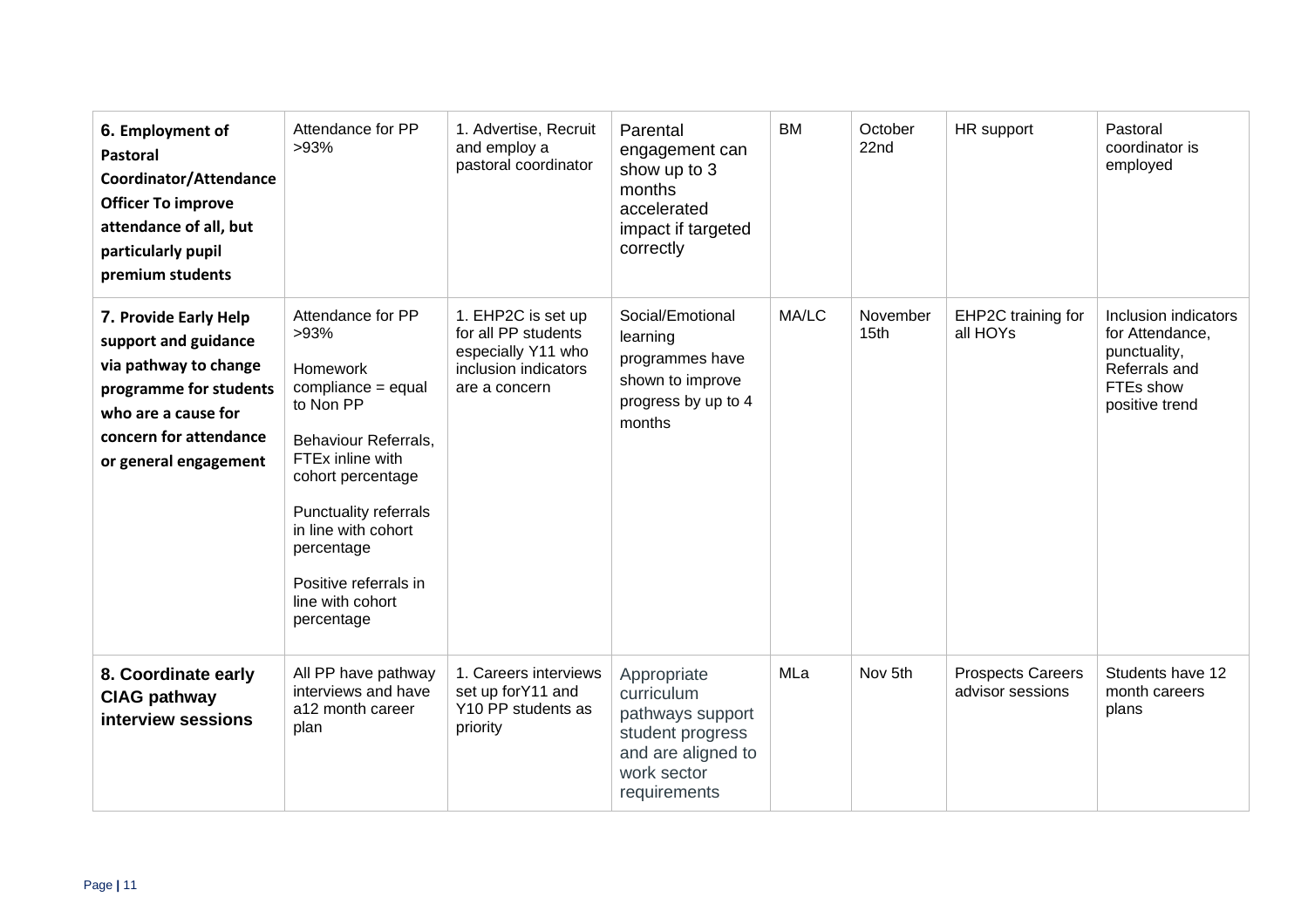| **6. Employment of Pastoral Coordinator/Attendance Officer To improve attendance of all, but particularly pupil premium students** | Attendance for PP >93% | 1. Advertise, Recruit and employ a pastoral coordinator | Parental engagement can show up to 3 months accelerated impact if targeted correctly | BM | October 22nd | HR support | Pastoral coordinator is employed |
|---|---|---|---|---|---|---|---|
| **7. Provide Early Help support and guidance via pathway to change programme for students who are a cause for concern for attendance or general engagement** | Attendance for PP >93%<br><br>Homework compliance = equal to Non PP<br><br>Behaviour Referrals, FTEx inline with cohort percentage<br><br>Punctuality referrals in line with cohort percentage<br><br>Positive referrals in line with cohort percentage | 1. EHP2C is set up for all PP students especially Y11 who inclusion indicators are a concern | Social/Emotional learning programmes have shown to improve progress by up to 4 months | MA/LC | November 15th | EHP2C training for all HOYs | Inclusion indicators for Attendance, punctuality, Referrals and FTEs show positive trend |
| **8. Coordinate early CIAG pathway interview sessions** | All PP have pathway interviews and have a12 month career plan | 1. Careers interviews set up forY11 and Y10 PP students as priority | Appropriate curriculum pathways support student progress and are aligned to work sector requirements | MLa | Nov 5th | Prospects Careers advisor sessions | Students have 12 month careers plans |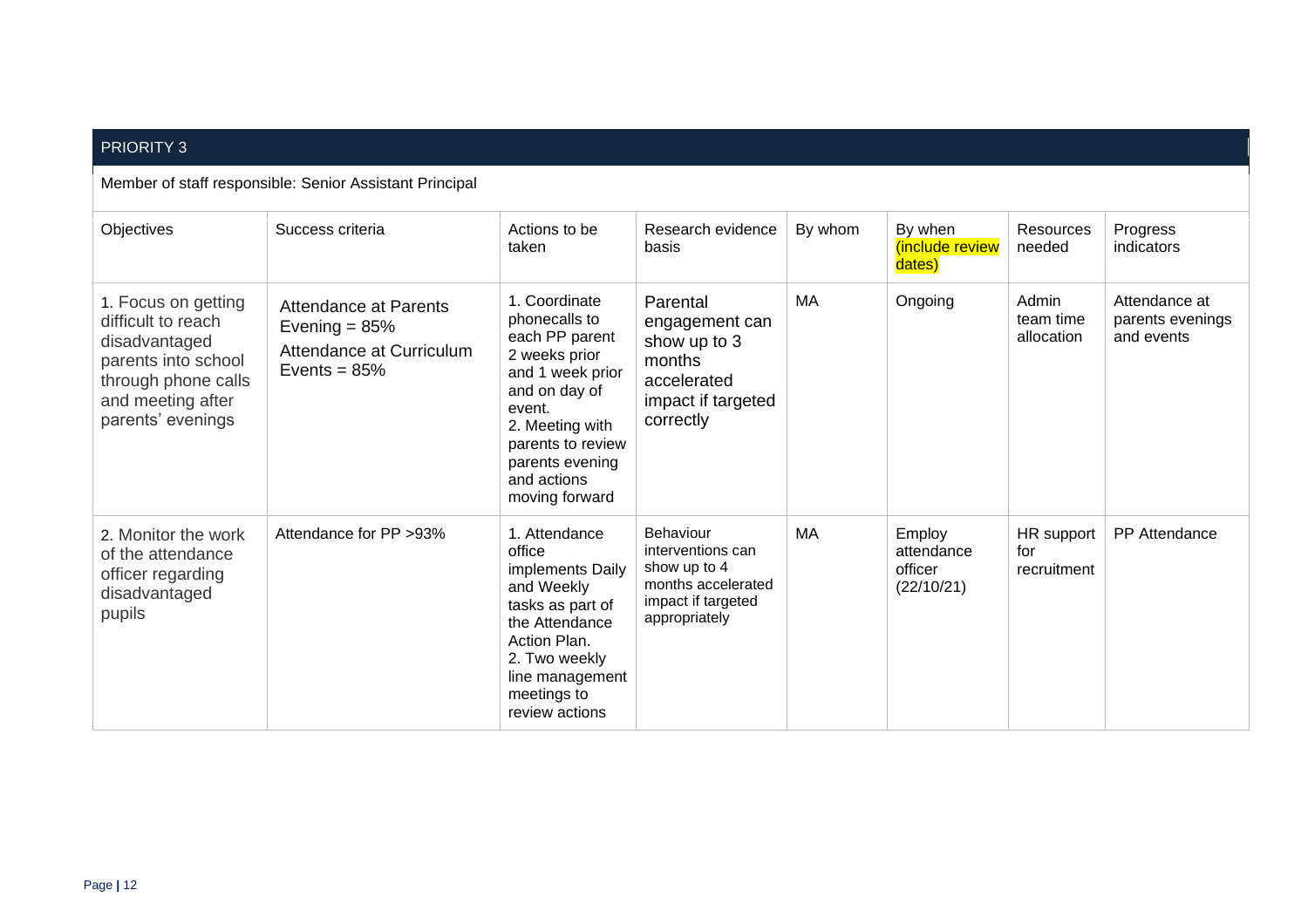| PRIORITY 3 | | | | | | | |
|---|---|---|---|---|---|---|---|
| Member of staff responsible: Senior Assistant Principal | | | | | | | |
| Objectives | Success criteria | Actions to be taken | Research evidence basis | By whom | By when (include review dates) | Resources needed | Progress indicators |
| 1. Focus on getting difficult to reach disadvantaged parents into school through phone calls and meeting after parents' evenings | Attendance at Parents Evening = 85%<br>Attendance at Curriculum Events = 85% | 1. Coordinate phonecalls to each PP parent 2 weeks prior and 1 week prior and on day of event.<br>2. Meeting with parents to review parents evening and actions moving forward | Parental engagement can show up to 3 months accelerated impact if targeted correctly | MA | Ongoing | Admin team time allocation | Attendance at parents evenings and events |
| 2. Monitor the work of the attendance officer regarding disadvantaged pupils | Attendance for PP >93% | 1. Attendance office implements Daily and Weekly tasks as part of the Attendance Action Plan.<br>2. Two weekly line management meetings to review actions | Behaviour interventions can show up to 4 months accelerated impact if targeted appropriately | MA | Employ attendance officer (22/10/21) | HR support for recruitment | PP Attendance |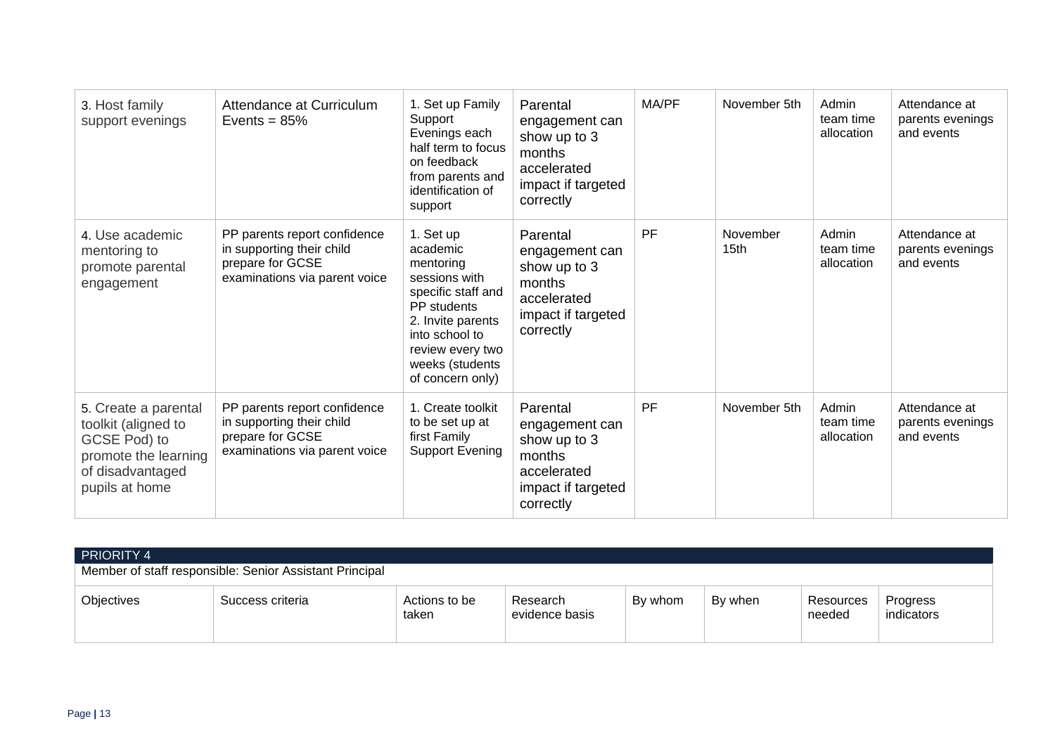| 3. Host family support evenings | Attendance at Curriculum Events = 85% | 1. Set up Family Support Evenings each half term to focus on feedback from parents and identification of support | Parental engagement can show up to 3 months accelerated impact if targeted correctly | MA/PF | November 5th | Admin team time allocation | Attendance at parents evenings and events |
|---|---|---|---|---|---|---|---|
| 4. Use academic mentoring to promote parental engagement | PP parents report confidence in supporting their child prepare for GCSE examinations via parent voice | 1. Set up academic mentoring sessions with specific staff and PP students<br>2. Invite parents into school to review every two weeks (students of concern only) | Parental engagement can show up to 3 months accelerated impact if targeted correctly | PF | November 15th | Admin team time allocation | Attendance at parents evenings and events |
| 5. Create a parental toolkit (aligned to GCSE Pod) to promote the learning of disadvantaged pupils at home | PP parents report confidence in supporting their child prepare for GCSE examinations via parent voice | 1. Create toolkit to be set up at first Family Support Evening | Parental engagement can show up to 3 months accelerated impact if targeted correctly | PF | November 5th | Admin team time allocation | Attendance at parents evenings and events |

| PRIORITY 4 | | | | | | | |
|---|---|---|---|---|---|---|---|
| Member of staff responsible: Senior Assistant Principal | | | | | | | |
| Objectives | Success criteria | Actions to be taken | Research evidence basis | By whom | By when | Resources needed | Progress indicators |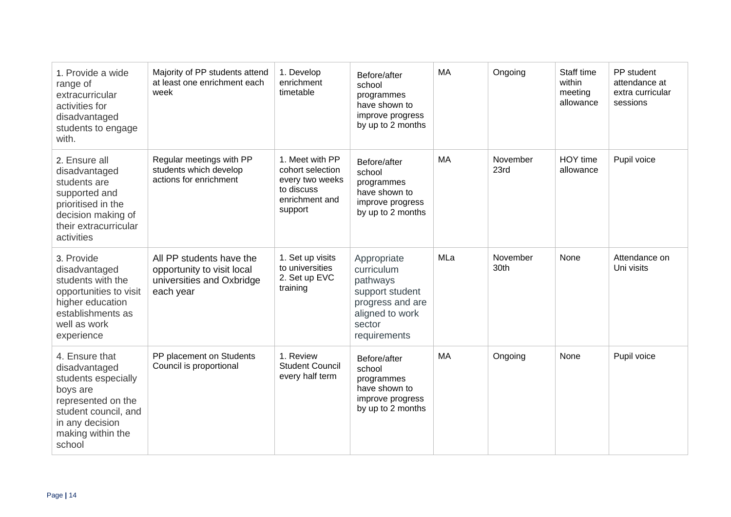| | | | | | | | |
|---|---|---|---|---|---|---|---|
| 1. Provide a wide range of extracurricular activities for disadvantaged students to engage with. | Majority of PP students attend at least one enrichment each week | 1. Develop enrichment timetable | Before/after school programmes have shown to improve progress by up to 2 months | MA | Ongoing | Staff time within meeting allowance | PP student attendance at extra curricular sessions |
| 2. Ensure all disadvantaged students are supported and prioritised in the decision making of their extracurricular activities | Regular meetings with PP students which develop actions for enrichment | 1. Meet with PP cohort selection every two weeks to discuss enrichment and support | Before/after school programmes have shown to improve progress by up to 2 months | MA | November 23rd | HOY time allowance | Pupil voice |
| 3. Provide disadvantaged students with the opportunities to visit higher education establishments as well as work experience | All PP students have the opportunity to visit local universities and Oxbridge each year | 1. Set up visits to universities<br>2. Set up EVC training | Appropriate curriculum pathways support student progress and are aligned to work sector requirements | MLa | November 30th | None | Attendance on Uni visits |
| 4. Ensure that disadvantaged students especially boys are represented on the student council, and in any decision making within the school | PP placement on Students Council is proportional | 1. Review Student Council every half term | Before/after school programmes have shown to improve progress by up to 2 months | MA | Ongoing | None | Pupil voice |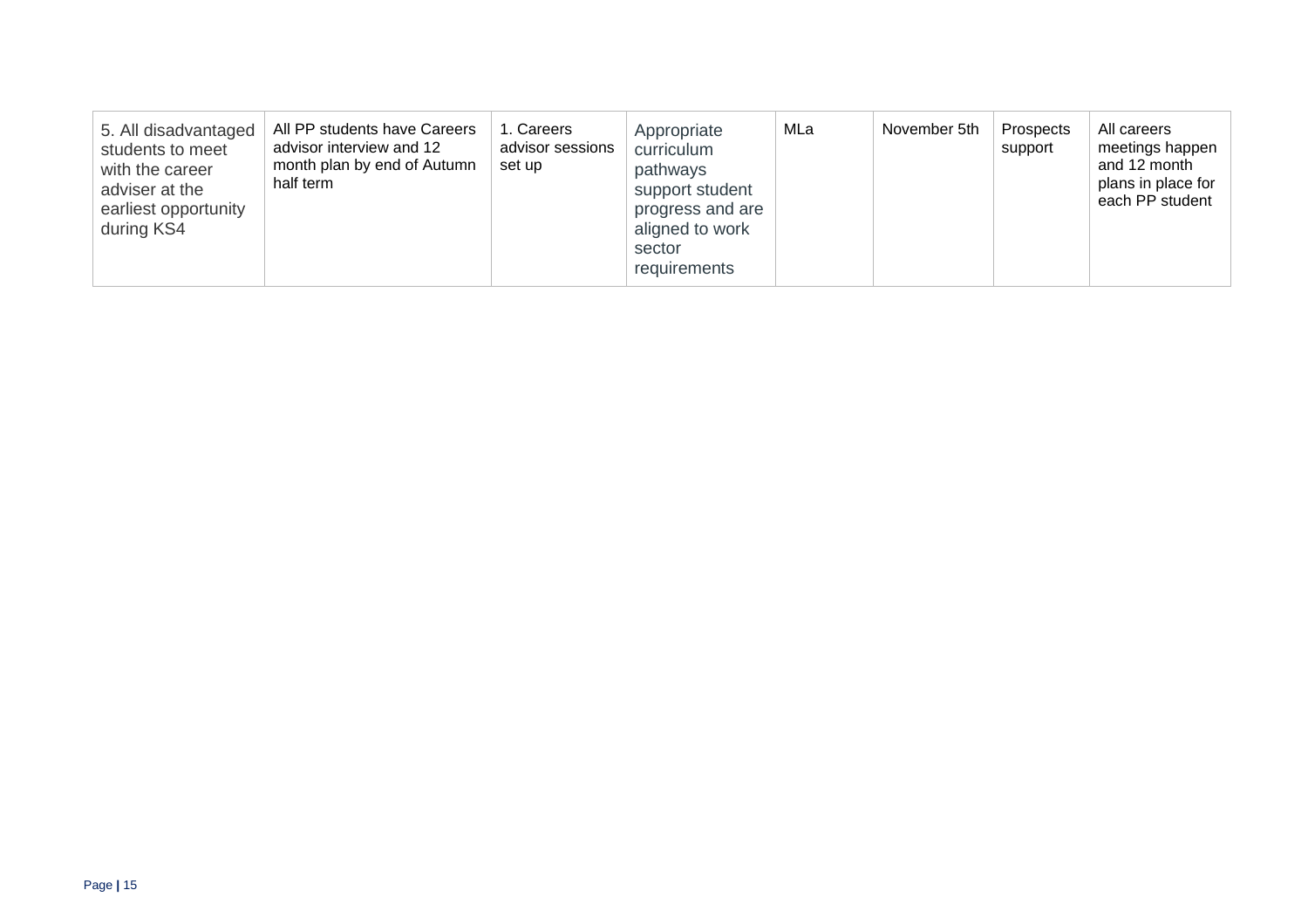| | | | | | | | |
|---|---|---|---|---|---|---|---|
| 5. All disadvantaged students to meet with the career adviser at the earliest opportunity during KS4 | All PP students have Careers advisor interview and 12 month plan by end of Autumn half term | 1. Careers advisor sessions set up | Appropriate curriculum pathways support student progress and are aligned to work sector requirements | MLa | November 5th | Prospects support | All careers meetings happen and 12 month plans in place for each PP student |